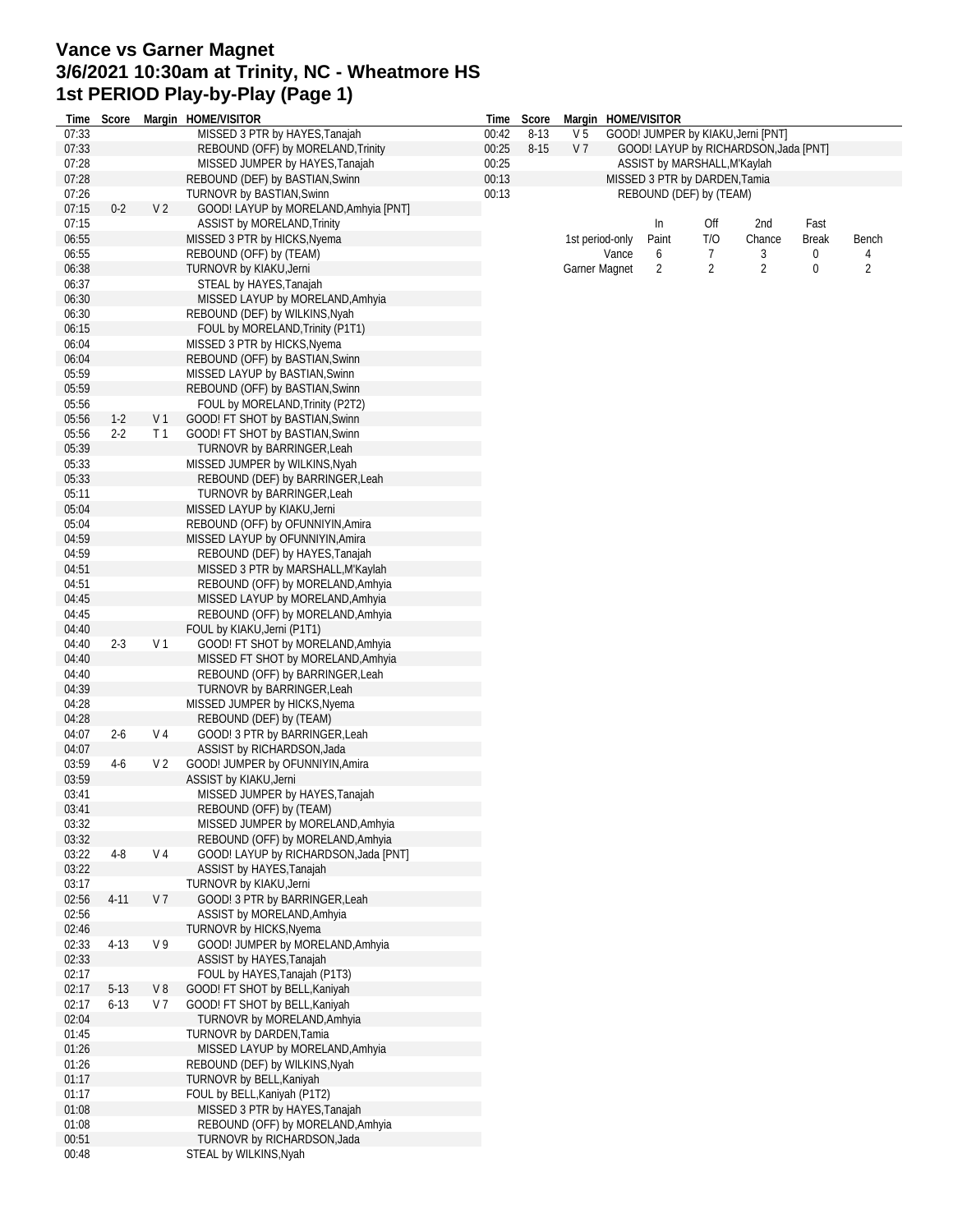# Vance vs Garner Magnet
# 3/6/2021 10:30am at Trinity, NC - Wheatmore HS
# 1st PERIOD Play-by-Play (Page 1)

| Time | Score | Margin | HOME/VISITOR |
|---|---|---|---|
| 07:33 | | | MISSED 3 PTR by HAYES,Tanajah |
| 07:33 | | | REBOUND (OFF) by MORELAND,Trinity |
| 07:28 | | | MISSED JUMPER by HAYES,Tanajah |
| 07:28 | | | REBOUND (DEF) by BASTIAN,Swinn |
| 07:26 | | | TURNOVR by BASTIAN,Swinn |
| 07:15 | 0-2 | V 2 | GOOD! LAYUP by MORELAND,Amhyia [PNT] |
| 07:15 | | | ASSIST by MORELAND,Trinity |
| 06:55 | | | MISSED 3 PTR by HICKS,Nyema |
| 06:55 | | | REBOUND (OFF) by (TEAM) |
| 06:38 | | | TURNOVR by KIAKU,Jerni |
| 06:37 | | | STEAL by HAYES,Tanajah |
| 06:30 | | | MISSED LAYUP by MORELAND,Amhyia |
| 06:30 | | | REBOUND (DEF) by WILKINS,Nyah |
| 06:15 | | | FOUL by MORELAND,Trinity (P1T1) |
| 06:04 | | | MISSED 3 PTR by HICKS,Nyema |
| 06:04 | | | REBOUND (OFF) by BASTIAN,Swinn |
| 05:59 | | | MISSED LAYUP by BASTIAN,Swinn |
| 05:59 | | | REBOUND (OFF) by BASTIAN,Swinn |
| 05:56 | | | FOUL by MORELAND,Trinity (P2T2) |
| 05:56 | 1-2 | V 1 | GOOD! FT SHOT by BASTIAN,Swinn |
| 05:56 | 2-2 | T 1 | GOOD! FT SHOT by BASTIAN,Swinn |
| 05:39 | | | TURNOVR by BARRINGER,Leah |
| 05:33 | | | MISSED JUMPER by WILKINS,Nyah |
| 05:33 | | | REBOUND (DEF) by BARRINGER,Leah |
| 05:11 | | | TURNOVR by BARRINGER,Leah |
| 05:04 | | | MISSED LAYUP by KIAKU,Jerni |
| 05:04 | | | REBOUND (OFF) by OFUNNIYIN,Amira |
| 04:59 | | | MISSED LAYUP by OFUNNIYIN,Amira |
| 04:59 | | | REBOUND (DEF) by HAYES,Tanajah |
| 04:51 | | | MISSED 3 PTR by MARSHALL,M'Kaylah |
| 04:51 | | | REBOUND (OFF) by MORELAND,Amhyia |
| 04:45 | | | MISSED LAYUP by MORELAND,Amhyia |
| 04:45 | | | REBOUND (OFF) by MORELAND,Amhyia |
| 04:40 | | | FOUL by KIAKU,Jerni (P1T1) |
| 04:40 | 2-3 | V 1 | GOOD! FT SHOT by MORELAND,Amhyia |
| 04:40 | | | MISSED FT SHOT by MORELAND,Amhyia |
| 04:40 | | | REBOUND (OFF) by BARRINGER,Leah |
| 04:39 | | | TURNOVR by BARRINGER,Leah |
| 04:28 | | | MISSED JUMPER by HICKS,Nyema |
| 04:28 | | | REBOUND (DEF) by (TEAM) |
| 04:07 | 2-6 | V 4 | GOOD! 3 PTR by BARRINGER,Leah |
| 04:07 | | | ASSIST by RICHARDSON,Jada |
| 03:59 | 4-6 | V 2 | GOOD! JUMPER by OFUNNIYIN,Amira |
| 03:59 | | | ASSIST by KIAKU,Jerni |
| 03:41 | | | MISSED JUMPER by HAYES,Tanajah |
| 03:41 | | | REBOUND (OFF) by (TEAM) |
| 03:32 | | | MISSED JUMPER by MORELAND,Amhyia |
| 03:32 | | | REBOUND (OFF) by MORELAND,Amhyia |
| 03:22 | 4-8 | V 4 | GOOD! LAYUP by RICHARDSON,Jada [PNT] |
| 03:22 | | | ASSIST by HAYES,Tanajah |
| 03:17 | | | TURNOVR by KIAKU,Jerni |
| 02:56 | 4-11 | V 7 | GOOD! 3 PTR by BARRINGER,Leah |
| 02:56 | | | ASSIST by MORELAND,Amhyia |
| 02:46 | | | TURNOVR by HICKS,Nyema |
| 02:33 | 4-13 | V 9 | GOOD! JUMPER by MORELAND,Amhyia |
| 02:33 | | | ASSIST by HAYES,Tanajah |
| 02:17 | | | FOUL by HAYES,Tanajah (P1T3) |
| 02:17 | 5-13 | V 8 | GOOD! FT SHOT by BELL,Kaniyah |
| 02:17 | 6-13 | V 7 | GOOD! FT SHOT by BELL,Kaniyah |
| 02:04 | | | TURNOVR by MORELAND,Amhyia |
| 01:45 | | | TURNOVR by DARDEN,Tamia |
| 01:26 | | | MISSED LAYUP by MORELAND,Amhyia |
| 01:26 | | | REBOUND (DEF) by WILKINS,Nyah |
| 01:17 | | | TURNOVR by BELL,Kaniyah |
| 01:17 | | | FOUL by BELL,Kaniyah (P1T2) |
| 01:08 | | | MISSED 3 PTR by HAYES,Tanajah |
| 01:08 | | | REBOUND (OFF) by MORELAND,Amhyia |
| 00:51 | | | TURNOVR by RICHARDSON,Jada |
| 00:48 | | | STEAL by WILKINS,Nyah |
| 00:42 | 8-13 | V 5 | GOOD! JUMPER by KIAKU,Jerni [PNT] |
| 00:25 | 8-15 | V 7 | GOOD! LAYUP by RICHARDSON,Jada [PNT] |
| 00:25 | | | ASSIST by MARSHALL,M'Kaylah |
| 00:13 | | | MISSED 3 PTR by DARDEN,Tamia |
| 00:13 | | | REBOUND (DEF) by (TEAM) |

| 1st period-only | In Paint | Off T/O | 2nd Chance | Fast Break | Bench |
|---|---|---|---|---|---|
| Vance | 6 | 7 | 3 | 0 | 4 |
| Garner Magnet | 2 | 2 | 2 | 0 | 2 |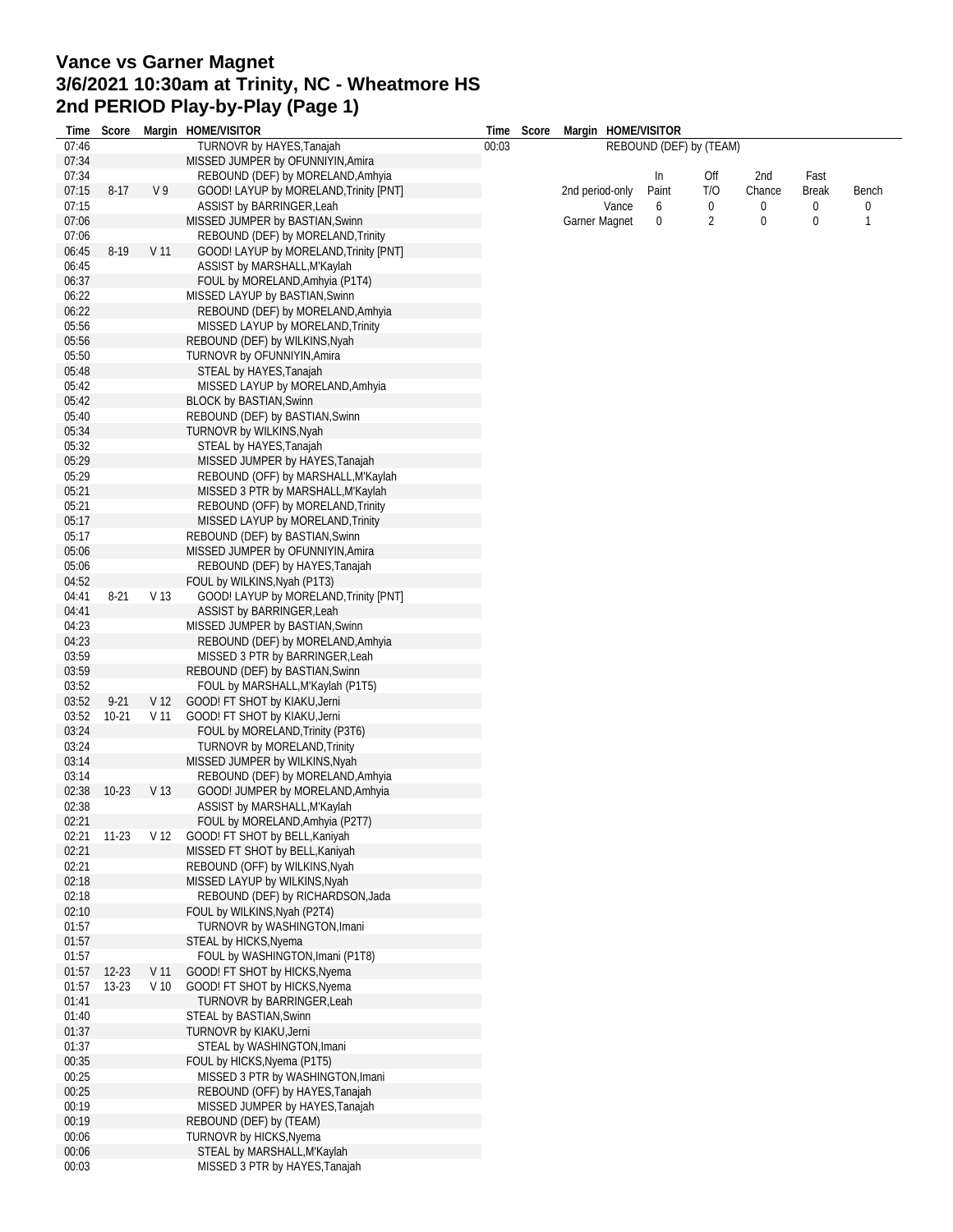# Vance vs Garner Magnet
# 3/6/2021 10:30am at Trinity, NC - Wheatmore HS
# 2nd PERIOD Play-by-Play (Page 1)

| Time | Score | Margin | HOME/VISITOR |
|---|---|---|---|
| 07:46 | | | TURNOVR by HAYES,Tanajah |
| 07:34 | | | MISSED JUMPER by OFUNNIYIN,Amira |
| 07:34 | | | REBOUND (DEF) by MORELAND,Amhyia |
| 07:15 | 8-17 | V 9 | GOOD! LAYUP by MORELAND,Trinity [PNT] |
| 07:15 | | | ASSIST by BARRINGER,Leah |
| 07:06 | | | MISSED JUMPER by BASTIAN,Swinn |
| 07:06 | | | REBOUND (DEF) by MORELAND,Trinity |
| 06:45 | 8-19 | V 11 | GOOD! LAYUP by MORELAND,Trinity [PNT] |
| 06:45 | | | ASSIST by MARSHALL,M'Kaylah |
| 06:37 | | | FOUL by MORELAND,Amhyia (P1T4) |
| 06:22 | | | MISSED LAYUP by BASTIAN,Swinn |
| 06:22 | | | REBOUND (DEF) by MORELAND,Amhyia |
| 05:56 | | | MISSED LAYUP by MORELAND,Trinity |
| 05:56 | | | REBOUND (DEF) by WILKINS,Nyah |
| 05:50 | | | TURNOVR by OFUNNIYIN,Amira |
| 05:48 | | | STEAL by HAYES,Tanajah |
| 05:42 | | | MISSED LAYUP by MORELAND,Amhyia |
| 05:42 | | | BLOCK by BASTIAN,Swinn |
| 05:40 | | | REBOUND (DEF) by BASTIAN,Swinn |
| 05:34 | | | TURNOVR by WILKINS,Nyah |
| 05:32 | | | STEAL by HAYES,Tanajah |
| 05:29 | | | MISSED JUMPER by HAYES,Tanajah |
| 05:29 | | | REBOUND (OFF) by MARSHALL,M'Kaylah |
| 05:21 | | | MISSED 3 PTR by MARSHALL,M'Kaylah |
| 05:21 | | | REBOUND (OFF) by MORELAND,Trinity |
| 05:17 | | | MISSED LAYUP by MORELAND,Trinity |
| 05:17 | | | REBOUND (DEF) by BASTIAN,Swinn |
| 05:06 | | | MISSED JUMPER by OFUNNIYIN,Amira |
| 05:06 | | | REBOUND (DEF) by HAYES,Tanajah |
| 04:52 | | | FOUL by WILKINS,Nyah (P1T3) |
| 04:41 | 8-21 | V 13 | GOOD! LAYUP by MORELAND,Trinity [PNT] |
| 04:41 | | | ASSIST by BARRINGER,Leah |
| 04:23 | | | MISSED JUMPER by BASTIAN,Swinn |
| 04:23 | | | REBOUND (DEF) by MORELAND,Amhyia |
| 03:59 | | | MISSED 3 PTR by BARRINGER,Leah |
| 03:59 | | | REBOUND (DEF) by BASTIAN,Swinn |
| 03:52 | | | FOUL by MARSHALL,M'Kaylah (P1T5) |
| 03:52 | 9-21 | V 12 | GOOD! FT SHOT by KIAKU,Jerni |
| 03:52 | 10-21 | V 11 | GOOD! FT SHOT by KIAKU,Jerni |
| 03:24 | | | FOUL by MORELAND,Trinity (P3T6) |
| 03:24 | | | TURNOVR by MORELAND,Trinity |
| 03:14 | | | MISSED JUMPER by WILKINS,Nyah |
| 03:14 | | | REBOUND (DEF) by MORELAND,Amhyia |
| 02:38 | 10-23 | V 13 | GOOD! JUMPER by MORELAND,Amhyia |
| 02:38 | | | ASSIST by MARSHALL,M'Kaylah |
| 02:21 | | | FOUL by MORELAND,Amhyia (P2T7) |
| 02:21 | 11-23 | V 12 | GOOD! FT SHOT by BELL,Kaniyah |
| 02:21 | | | MISSED FT SHOT by BELL,Kaniyah |
| 02:21 | | | REBOUND (OFF) by WILKINS,Nyah |
| 02:18 | | | MISSED LAYUP by WILKINS,Nyah |
| 02:18 | | | REBOUND (DEF) by RICHARDSON,Jada |
| 02:10 | | | FOUL by WILKINS,Nyah (P2T4) |
| 01:57 | | | TURNOVR by WASHINGTON,Imani |
| 01:57 | | | STEAL by HICKS,Nyema |
| 01:57 | | | FOUL by WASHINGTON,Imani (P1T8) |
| 01:57 | 12-23 | V 11 | GOOD! FT SHOT by HICKS,Nyema |
| 01:57 | 13-23 | V 10 | GOOD! FT SHOT by HICKS,Nyema |
| 01:41 | | | TURNOVR by BARRINGER,Leah |
| 01:40 | | | STEAL by BASTIAN,Swinn |
| 01:37 | | | TURNOVR by KIAKU,Jerni |
| 01:37 | | | STEAL by WASHINGTON,Imani |
| 00:35 | | | FOUL by HICKS,Nyema (P1T5) |
| 00:25 | | | MISSED 3 PTR by WASHINGTON,Imani |
| 00:25 | | | REBOUND (OFF) by HAYES,Tanajah |
| 00:19 | | | MISSED JUMPER by HAYES,Tanajah |
| 00:19 | | | REBOUND (DEF) by (TEAM) |
| 00:06 | | | TURNOVR by HICKS,Nyema |
| 00:06 | | | STEAL by MARSHALL,M'Kaylah |
| 00:03 | | | MISSED 3 PTR by HAYES,Tanajah |
| 00:03 | | | REBOUND (DEF) by (TEAM) |

| 2nd period-only | In Paint | Off T/O | 2nd Chance | Fast Break | Bench |
|---|---|---|---|---|---|
| Vance | 6 | 0 | 0 | 0 | 0 |
| Garner Magnet | 0 | 2 | 0 | 0 | 1 |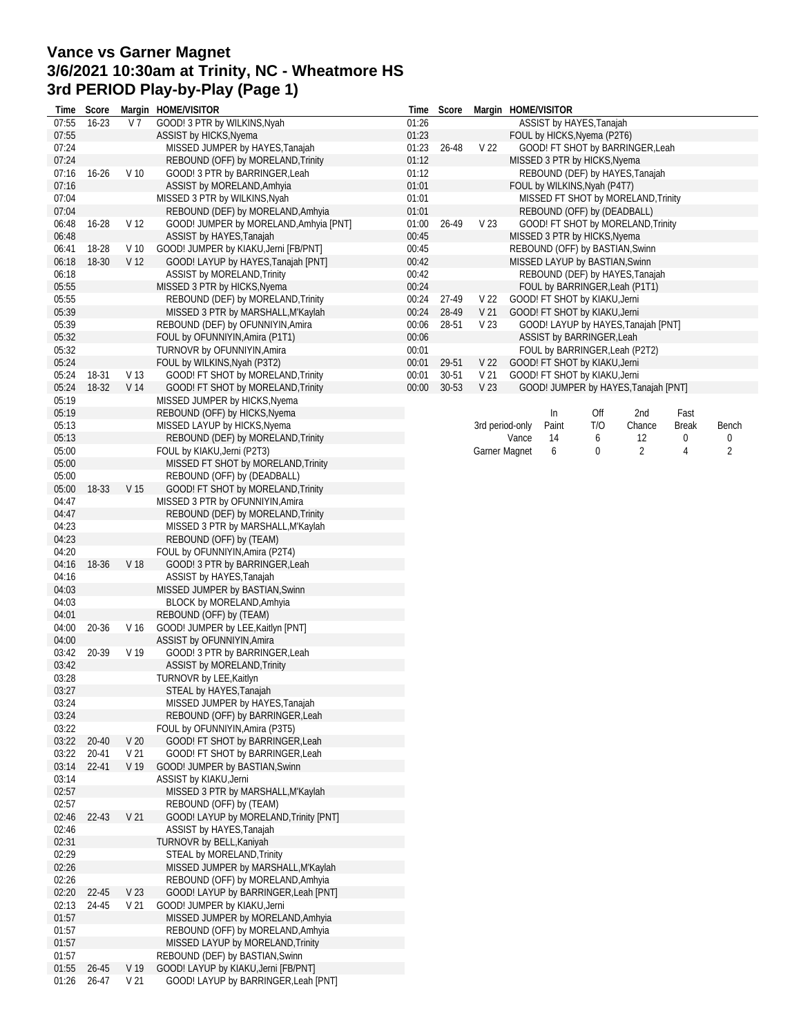# Vance vs Garner Magnet
## 3/6/2021 10:30am at Trinity, NC - Wheatmore HS
## 3rd PERIOD Play-by-Play (Page 1)

| Time | Score | Margin | HOME/VISITOR |
|---|---|---|---|
| 07:55 | 16-23 | V 7 | GOOD! 3 PTR by WILKINS,Nyah |
| 07:55 | | | ASSIST by HICKS,Nyema |
| 07:24 | | | MISSED JUMPER by HAYES,Tanajah |
| 07:24 | | | REBOUND (OFF) by MORELAND,Trinity |
| 07:16 | 16-26 | V 10 | GOOD! 3 PTR by BARRINGER,Leah |
| 07:16 | | | ASSIST by MORELAND,Amhyia |
| 07:04 | | | MISSED 3 PTR by WILKINS,Nyah |
| 07:04 | | | REBOUND (DEF) by MORELAND,Amhyia |
| 06:48 | 16-28 | V 12 | GOOD! JUMPER by MORELAND,Amhyia [PNT] |
| 06:48 | | | ASSIST by HAYES,Tanajah |
| 06:41 | 18-28 | V 10 | GOOD! JUMPER by KIAKU,Jerni [FB/PNT] |
| 06:18 | 18-30 | V 12 | GOOD! LAYUP by HAYES,Tanajah [PNT] |
| 06:18 | | | ASSIST by MORELAND,Trinity |
| 05:55 | | | MISSED 3 PTR by HICKS,Nyema |
| 05:55 | | | REBOUND (DEF) by MORELAND,Trinity |
| 05:39 | | | MISSED 3 PTR by MARSHALL,M'Kaylah |
| 05:39 | | | REBOUND (DEF) by OFUNNIYIN,Amira |
| 05:32 | | | FOUL by OFUNNIYIN,Amira (P1T1) |
| 05:32 | | | TURNOVR by OFUNNIYIN,Amira |
| 05:24 | | | FOUL by WILKINS,Nyah (P3T2) |
| 05:24 | 18-31 | V 13 | GOOD! FT SHOT by MORELAND,Trinity |
| 05:24 | 18-32 | V 14 | GOOD! FT SHOT by MORELAND,Trinity |
| 05:19 | | | MISSED JUMPER by HICKS,Nyema |
| 05:19 | | | REBOUND (OFF) by HICKS,Nyema |
| 05:13 | | | MISSED LAYUP by HICKS,Nyema |
| 05:13 | | | REBOUND (DEF) by MORELAND,Trinity |
| 05:00 | | | FOUL by KIAKU,Jerni (P2T3) |
| 05:00 | | | MISSED FT SHOT by MORELAND,Trinity |
| 05:00 | | | REBOUND (OFF) by (DEADBALL) |
| 05:00 | 18-33 | V 15 | GOOD! FT SHOT by MORELAND,Trinity |
| 04:47 | | | MISSED 3 PTR by OFUNNIYIN,Amira |
| 04:47 | | | REBOUND (DEF) by MORELAND,Trinity |
| 04:23 | | | MISSED 3 PTR by MARSHALL,M'Kaylah |
| 04:23 | | | REBOUND (OFF) by (TEAM) |
| 04:20 | | | FOUL by OFUNNIYIN,Amira (P2T4) |
| 04:16 | 18-36 | V 18 | GOOD! 3 PTR by BARRINGER,Leah |
| 04:16 | | | ASSIST by HAYES,Tanajah |
| 04:03 | | | MISSED JUMPER by BASTIAN,Swinn |
| 04:03 | | | BLOCK by MORELAND,Amhyia |
| 04:01 | | | REBOUND (OFF) by (TEAM) |
| 04:00 | 20-36 | V 16 | GOOD! JUMPER by LEE,Kaitlyn [PNT] |
| 04:00 | | | ASSIST by OFUNNIYIN,Amira |
| 03:42 | 20-39 | V 19 | GOOD! 3 PTR by BARRINGER,Leah |
| 03:42 | | | ASSIST by MORELAND,Trinity |
| 03:28 | | | TURNOVR by LEE,Kaitlyn |
| 03:27 | | | STEAL by HAYES,Tanajah |
| 03:24 | | | MISSED JUMPER by HAYES,Tanajah |
| 03:24 | | | REBOUND (OFF) by BARRINGER,Leah |
| 03:22 | | | FOUL by OFUNNIYIN,Amira (P3T5) |
| 03:22 | 20-40 | V 20 | GOOD! FT SHOT by BARRINGER,Leah |
| 03:22 | 20-41 | V 21 | GOOD! FT SHOT by BARRINGER,Leah |
| 03:14 | 22-41 | V 19 | GOOD! JUMPER by BASTIAN,Swinn |
| 03:14 | | | ASSIST by KIAKU,Jerni |
| 02:57 | | | MISSED 3 PTR by MARSHALL,M'Kaylah |
| 02:57 | | | REBOUND (OFF) by (TEAM) |
| 02:46 | 22-43 | V 21 | GOOD! LAYUP by MORELAND,Trinity [PNT] |
| 02:46 | | | ASSIST by HAYES,Tanajah |
| 02:31 | | | TURNOVR by BELL,Kaniyah |
| 02:29 | | | STEAL by MORELAND,Trinity |
| 02:26 | | | MISSED JUMPER by MARSHALL,M'Kaylah |
| 02:26 | | | REBOUND (OFF) by MORELAND,Amhyia |
| 02:20 | 22-45 | V 23 | GOOD! LAYUP by BARRINGER,Leah [PNT] |
| 02:13 | 24-45 | V 21 | GOOD! JUMPER by KIAKU,Jerni |
| 01:57 | | | MISSED JUMPER by MORELAND,Amhyia |
| 01:57 | | | REBOUND (OFF) by MORELAND,Amhyia |
| 01:57 | | | MISSED LAYUP by MORELAND,Trinity |
| 01:57 | | | REBOUND (DEF) by BASTIAN,Swinn |
| 01:55 | 26-45 | V 19 | GOOD! LAYUP by KIAKU,Jerni [FB/PNT] |
| 01:26 | 26-47 | V 21 | GOOD! LAYUP by BARRINGER,Leah [PNT] |
| 01:26 | | | ASSIST by HAYES,Tanajah |
| 01:23 | | | FOUL by HICKS,Nyema (P2T6) |
| 01:23 | 26-48 | V 22 | GOOD! FT SHOT by BARRINGER,Leah |
| 01:12 | | | MISSED 3 PTR by HICKS,Nyema |
| 01:12 | | | REBOUND (DEF) by HAYES,Tanajah |
| 01:01 | | | FOUL by WILKINS,Nyah (P4T7) |
| 01:01 | | | MISSED FT SHOT by MORELAND,Trinity |
| 01:01 | | | REBOUND (OFF) by (DEADBALL) |
| 01:00 | 26-49 | V 23 | GOOD! FT SHOT by MORELAND,Trinity |
| 00:45 | | | MISSED 3 PTR by HICKS,Nyema |
| 00:45 | | | REBOUND (OFF) by BASTIAN,Swinn |
| 00:42 | | | MISSED LAYUP by BASTIAN,Swinn |
| 00:42 | | | REBOUND (DEF) by HAYES,Tanajah |
| 00:24 | | | FOUL by BARRINGER,Leah (P1T1) |
| 00:24 | 27-49 | V 22 | GOOD! FT SHOT by KIAKU,Jerni |
| 00:24 | 28-49 | V 21 | GOOD! FT SHOT by KIAKU,Jerni |
| 00:06 | 28-51 | V 23 | GOOD! LAYUP by HAYES,Tanajah [PNT] |
| 00:06 | | | ASSIST by BARRINGER,Leah |
| 00:01 | | | FOUL by BARRINGER,Leah (P2T2) |
| 00:01 | 29-51 | V 22 | GOOD! FT SHOT by KIAKU,Jerni |
| 00:01 | 30-51 | V 21 | GOOD! FT SHOT by KIAKU,Jerni |
| 00:00 | 30-53 | V 23 | GOOD! JUMPER by HAYES,Tanajah [PNT] |

| 3rd period-only | In Paint | Off T/O | 2nd Chance | Fast Break | Bench |
|---|---|---|---|---|---|
| Vance | 14 | 6 | 12 | 0 | 0 |
| Garner Magnet | 6 | 0 | 2 | 4 | 2 |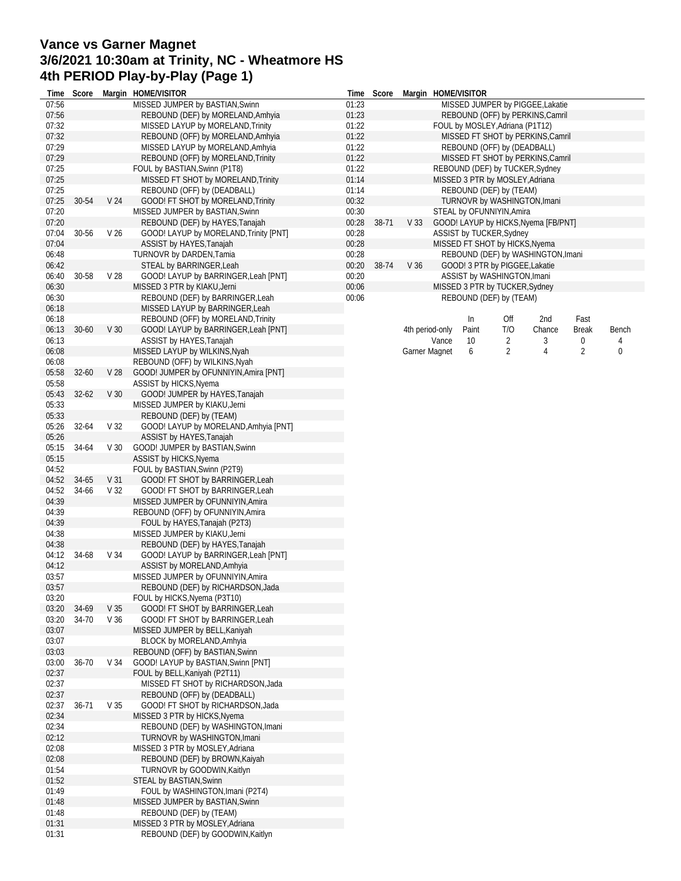# Vance vs Garner Magnet
## 3/6/2021 10:30am at Trinity, NC - Wheatmore HS
## 4th PERIOD Play-by-Play (Page 1)

| Time | Score | Margin | HOME/VISITOR |
|---|---|---|---|
| 07:56 | | | MISSED JUMPER by BASTIAN,Swinn |
| 07:56 | | | REBOUND (DEF) by MORELAND,Amhyia |
| 07:32 | | | MISSED LAYUP by MORELAND,Trinity |
| 07:32 | | | REBOUND (OFF) by MORELAND,Amhyia |
| 07:29 | | | MISSED LAYUP by MORELAND,Amhyia |
| 07:29 | | | REBOUND (OFF) by MORELAND,Trinity |
| 07:25 | | | FOUL by BASTIAN,Swinn (P1T8) |
| 07:25 | | | MISSED FT SHOT by MORELAND,Trinity |
| 07:25 | | | REBOUND (OFF) by (DEADBALL) |
| 07:25 | 30-54 | V 24 | GOOD! FT SHOT by MORELAND,Trinity |
| 07:20 | | | MISSED JUMPER by BASTIAN,Swinn |
| 07:20 | | | REBOUND (DEF) by HAYES,Tanajah |
| 07:04 | 30-56 | V 26 | GOOD! LAYUP by MORELAND,Trinity [PNT] |
| 07:04 | | | ASSIST by HAYES,Tanajah |
| 06:48 | | | TURNOVR by DARDEN,Tamia |
| 06:42 | | | STEAL by BARRINGER,Leah |
| 06:40 | 30-58 | V 28 | GOOD! LAYUP by BARRINGER,Leah [PNT] |
| 06:30 | | | MISSED 3 PTR by KIAKU,Jerni |
| 06:30 | | | REBOUND (DEF) by BARRINGER,Leah |
| 06:18 | | | MISSED LAYUP by BARRINGER,Leah |
| 06:18 | | | REBOUND (OFF) by MORELAND,Trinity |
| 06:13 | 30-60 | V 30 | GOOD! LAYUP by BARRINGER,Leah [PNT] |
| 06:13 | | | ASSIST by HAYES,Tanajah |
| 06:08 | | | MISSED LAYUP by WILKINS,Nyah |
| 06:08 | | | REBOUND (OFF) by WILKINS,Nyah |
| 05:58 | 32-60 | V 28 | GOOD! JUMPER by OFUNNIYIN,Amira [PNT] |
| 05:58 | | | ASSIST by HICKS,Nyema |
| 05:43 | 32-62 | V 30 | GOOD! JUMPER by HAYES,Tanajah |
| 05:33 | | | MISSED JUMPER by KIAKU,Jerni |
| 05:33 | | | REBOUND (DEF) by (TEAM) |
| 05:26 | 32-64 | V 32 | GOOD! LAYUP by MORELAND,Amhyia [PNT] |
| 05:26 | | | ASSIST by HAYES,Tanajah |
| 05:15 | 34-64 | V 30 | GOOD! JUMPER by BASTIAN,Swinn |
| 05:15 | | | ASSIST by HICKS,Nyema |
| 04:52 | | | FOUL by BASTIAN,Swinn (P2T9) |
| 04:52 | 34-65 | V 31 | GOOD! FT SHOT by BARRINGER,Leah |
| 04:52 | 34-66 | V 32 | GOOD! FT SHOT by BARRINGER,Leah |
| 04:39 | | | MISSED JUMPER by OFUNNIYIN,Amira |
| 04:39 | | | REBOUND (OFF) by OFUNNIYIN,Amira |
| 04:39 | | | FOUL by HAYES,Tanajah (P2T3) |
| 04:38 | | | MISSED JUMPER by KIAKU,Jerni |
| 04:38 | | | REBOUND (DEF) by HAYES,Tanajah |
| 04:12 | 34-68 | V 34 | GOOD! LAYUP by BARRINGER,Leah [PNT] |
| 04:12 | | | ASSIST by MORELAND,Amhyia |
| 03:57 | | | MISSED JUMPER by OFUNNIYIN,Amira |
| 03:57 | | | REBOUND (DEF) by RICHARDSON,Jada |
| 03:20 | | | FOUL by HICKS,Nyema (P3T10) |
| 03:20 | 34-69 | V 35 | GOOD! FT SHOT by BARRINGER,Leah |
| 03:20 | 34-70 | V 36 | GOOD! FT SHOT by BARRINGER,Leah |
| 03:07 | | | MISSED JUMPER by BELL,Kaniyah |
| 03:07 | | | BLOCK by MORELAND,Amhyia |
| 03:03 | | | REBOUND (OFF) by BASTIAN,Swinn |
| 03:00 | 36-70 | V 34 | GOOD! LAYUP by BASTIAN,Swinn [PNT] |
| 02:37 | | | FOUL by BELL,Kaniyah (P2T11) |
| 02:37 | | | MISSED FT SHOT by RICHARDSON,Jada |
| 02:37 | | | REBOUND (OFF) by (DEADBALL) |
| 02:37 | 36-71 | V 35 | GOOD! FT SHOT by RICHARDSON,Jada |
| 02:34 | | | MISSED 3 PTR by HICKS,Nyema |
| 02:34 | | | REBOUND (DEF) by WASHINGTON,Imani |
| 02:12 | | | TURNOVR by WASHINGTON,Imani |
| 02:08 | | | MISSED 3 PTR by MOSLEY,Adriana |
| 02:08 | | | REBOUND (DEF) by BROWN,Kaiyah |
| 01:54 | | | TURNOVR by GOODWIN,Kaitlyn |
| 01:52 | | | STEAL by BASTIAN,Swinn |
| 01:49 | | | FOUL by WASHINGTON,Imani (P2T4) |
| 01:48 | | | MISSED JUMPER by BASTIAN,Swinn |
| 01:48 | | | REBOUND (DEF) by (TEAM) |
| 01:31 | | | MISSED 3 PTR by MOSLEY,Adriana |
| 01:31 | | | REBOUND (DEF) by GOODWIN,Kaitlyn |
| 01:23 | | | MISSED JUMPER by PIGGEE,Lakatie |
| 01:23 | | | REBOUND (OFF) by PERKINS,Camril |
| 01:22 | | | FOUL by MOSLEY,Adriana (P1T12) |
| 01:22 | | | MISSED FT SHOT by PERKINS,Camril |
| 01:22 | | | REBOUND (OFF) by (DEADBALL) |
| 01:22 | | | MISSED FT SHOT by PERKINS,Camril |
| 01:22 | | | REBOUND (DEF) by TUCKER,Sydney |
| 01:14 | | | MISSED 3 PTR by MOSLEY,Adriana |
| 01:14 | | | REBOUND (DEF) by (TEAM) |
| 00:32 | | | TURNOVR by WASHINGTON,Imani |
| 00:30 | | | STEAL by OFUNNIYIN,Amira |
| 00:28 | 38-71 | V 33 | GOOD! LAYUP by HICKS,Nyema [FB/PNT] |
| 00:28 | | | ASSIST by TUCKER,Sydney |
| 00:28 | | | MISSED FT SHOT by HICKS,Nyema |
| 00:28 | | | REBOUND (DEF) by WASHINGTON,Imani |
| 00:20 | 38-74 | V 36 | GOOD! 3 PTR by PIGGEE,Lakatie |
| 00:20 | | | ASSIST by WASHINGTON,Imani |
| 00:06 | | | MISSED 3 PTR by TUCKER,Sydney |
| 00:06 | | | REBOUND (DEF) by (TEAM) |

| 4th period-only | In Paint | Off T/O | 2nd Chance | Fast Break | Bench |
|---|---|---|---|---|---|
| Vance | 10 | 2 | 3 | 0 | 4 |
| Garner Magnet | 6 | 2 | 4 | 2 | 0 |